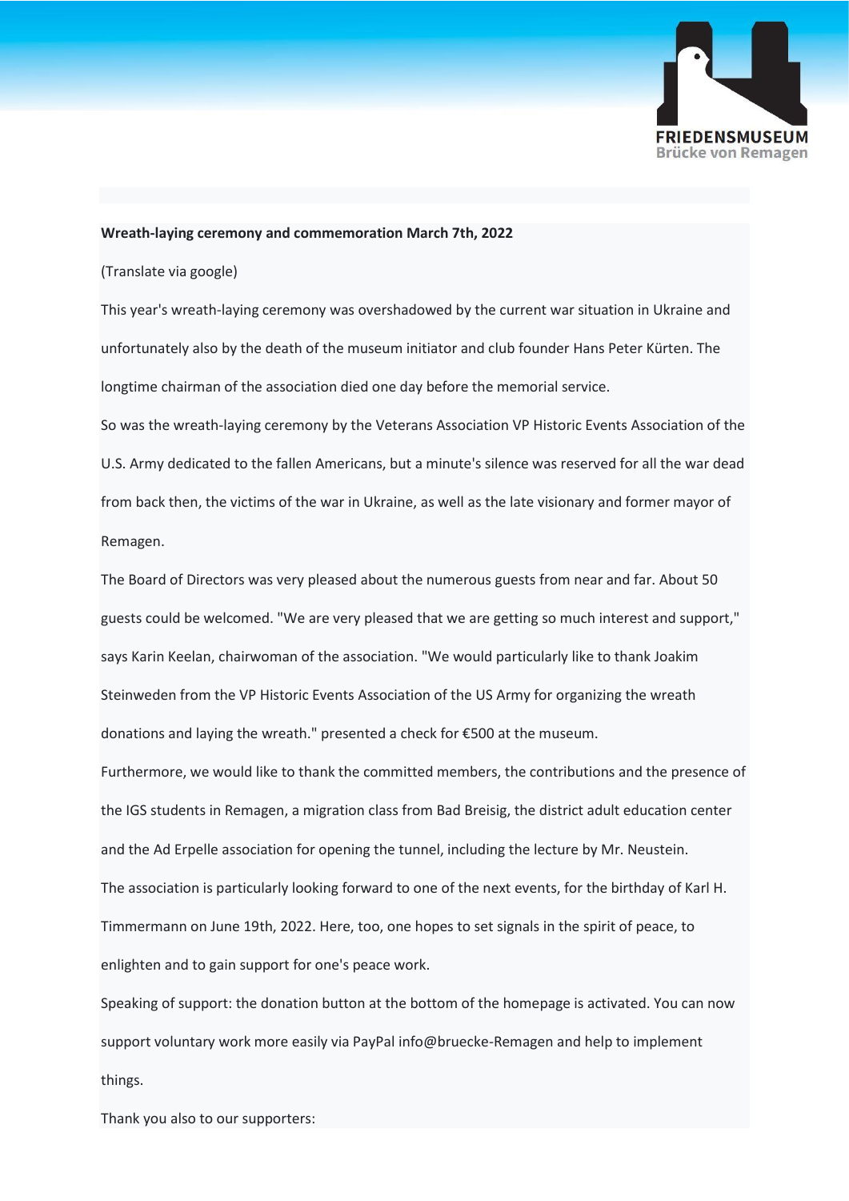**Wreath-laying ceremony and commemoration March 7th, 2022**

(Translate via google)

This year's wreath-laying ceremony was overshadowed by the current war situation in Ukraine and unfortunately also by the death of the museum initiator and club founder Hans Peter Kürten. The longtime chairman of the association died one day before the memorial service.

So was the wreath-laying ceremony by the Veterans Association VP Historic Events Association of the U.S. Army dedicated to the fallen Americans, but a minute's silence was reserved for all the war dead from back then, the victims of the war in Ukraine, as well as the late visionary and former mayor of Remagen.

The Board of Directors was very pleased about the numerous guests from near and far. About 50 guests could be welcomed. "We are very pleased that we are getting so much interest and support," says Karin Keelan, chairwoman of the association. "We would particularly like to thank Joakim Steinweden from the VP Historic Events Association of the US Army for organizing the wreath donations and laying the wreath." presented a check for €500 at the museum.

Furthermore, we would like to thank the committed members, the contributions and the presence of the IGS students in Remagen, a migration class from Bad Breisig, the district adult education center and the Ad Erpelle association for opening the tunnel, including the lecture by Mr. Neustein.

The association is particularly looking forward to one of the next events, for the birthday of Karl H. Timmermann on June 19th, 2022. Here, too, one hopes to set signals in the spirit of peace, to enlighten and to gain support for one's peace work.

Speaking of support: the donation button at the bottom of the homepage is activated. You can now support voluntary work more easily via PayPal info@bruecke-Remagen and help to implement things.

Thank you also to our supporters: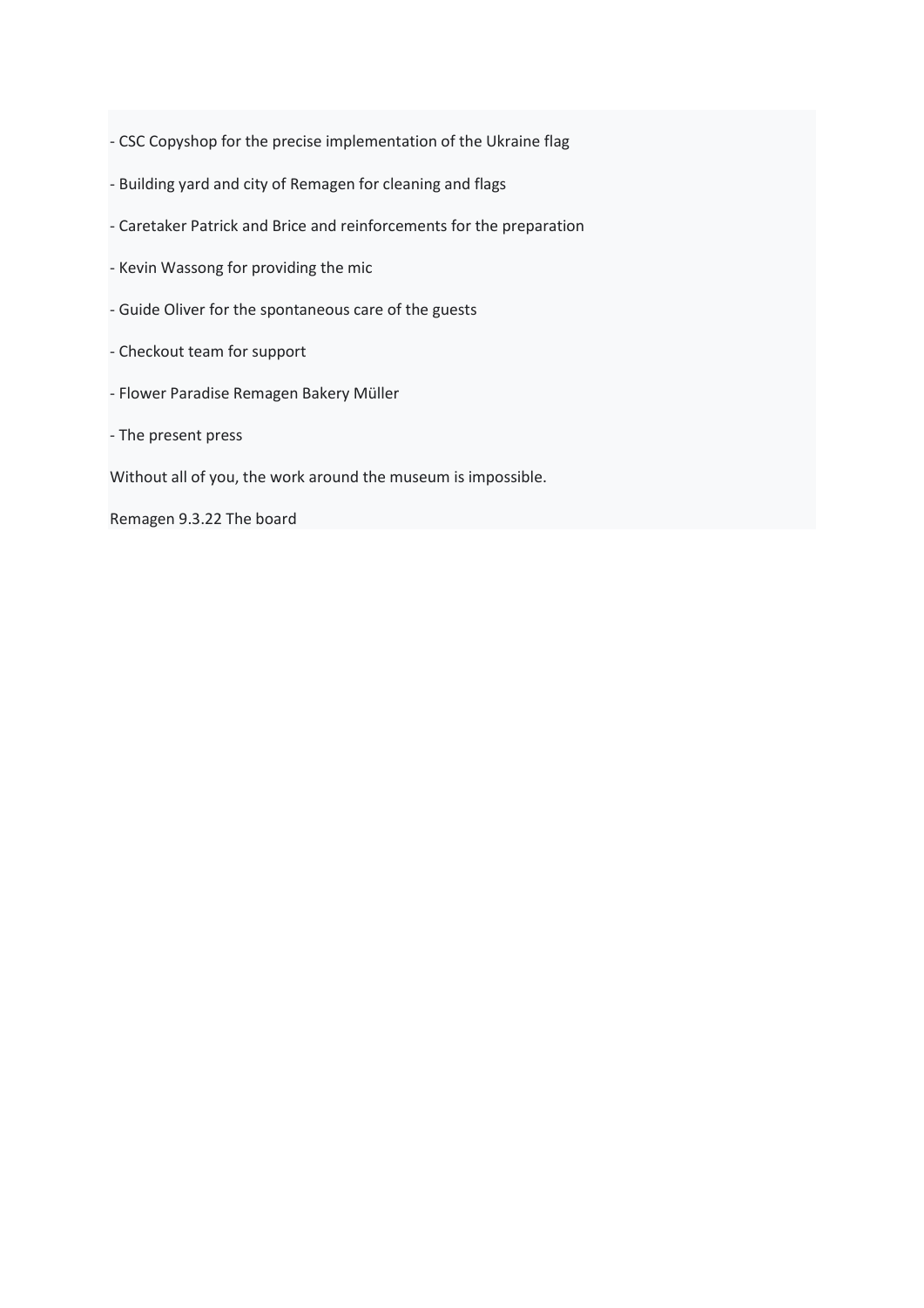- CSC Copyshop for the precise implementation of the Ukraine flag

- Building yard and city of Remagen for cleaning and flags

- Caretaker Patrick and Brice and reinforcements for the preparation

- Kevin Wassong for providing the mic

- Guide Oliver for the spontaneous care of the guests

- Checkout team for support

- Flower Paradise Remagen Bakery Müller

- The present press

Without all of you, the work around the museum is impossible.

Remagen 9.3.22 The board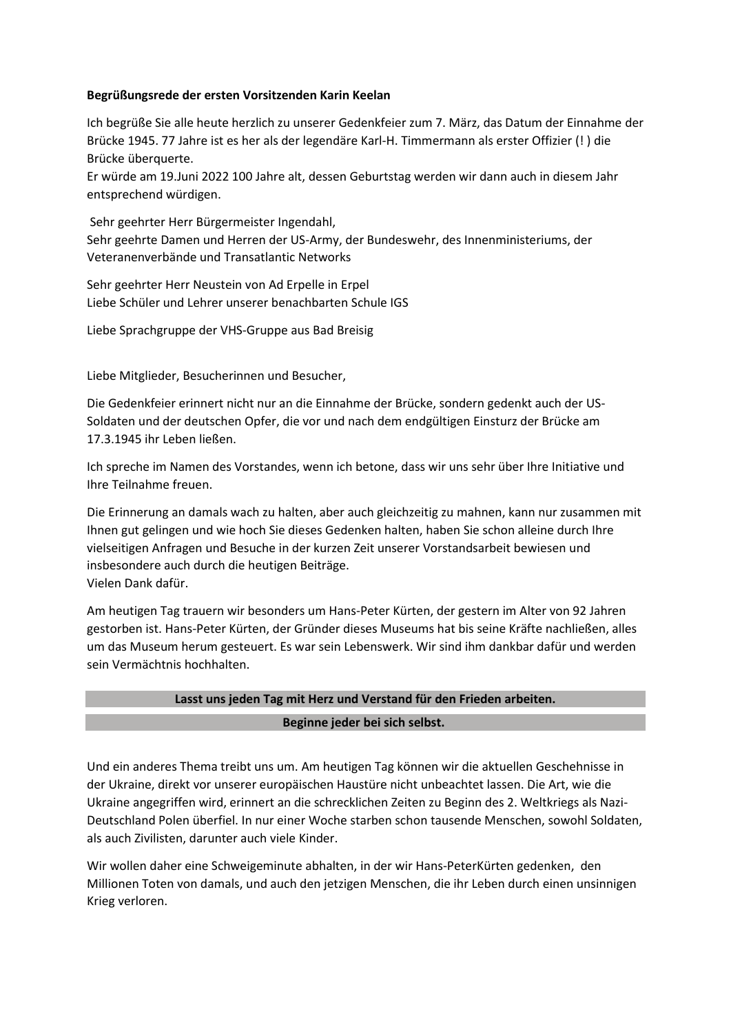**Begrüßungsrede der ersten Vorsitzenden Karin Keelan**

Ich begrüße Sie alle heute herzlich zu unserer Gedenkfeier zum 7. März, das Datum der Einnahme der Brücke 1945. 77 Jahre ist es her als der legendäre Karl-H. Timmermann als erster Offizier (! ) die Brücke überquerte.
Er würde am 19.Juni 2022 100 Jahre alt, dessen Geburtstag werden wir dann auch in diesem Jahr entsprechend würdigen.

Sehr geehrter Herr Bürgermeister Ingendahl,
Sehr geehrte Damen und Herren der US-Army, der Bundeswehr, des Innenministeriums, der Veteranenverbände und Transatlantic Networks

Sehr geehrter Herr Neustein von Ad Erpelle in Erpel
Liebe Schüler und Lehrer unserer benachbarten Schule IGS

Liebe Sprachgruppe der VHS-Gruppe aus Bad Breisig

Liebe Mitglieder, Besucherinnen und Besucher,

Die Gedenkfeier erinnert nicht nur an die Einnahme der Brücke, sondern gedenkt auch der US-Soldaten und der deutschen Opfer, die vor und nach dem endgültigen Einsturz der Brücke am 17.3.1945 ihr Leben ließen.

Ich spreche im Namen des Vorstandes, wenn ich betone, dass wir uns sehr über Ihre Initiative und Ihre Teilnahme freuen.

Die Erinnerung an damals wach zu halten, aber auch gleichzeitig zu mahnen, kann nur zusammen mit Ihnen gut gelingen und wie hoch Sie dieses Gedenken halten, haben Sie schon alleine durch Ihre vielseitigen Anfragen und Besuche in der kurzen Zeit unserer Vorstandsarbeit bewiesen und insbesondere auch durch die heutigen Beiträge.
Vielen Dank dafür.

Am heutigen Tag trauern wir besonders um Hans-Peter Kürten, der gestern im Alter von 92 Jahren gestorben ist. Hans-Peter Kürten, der Gründer dieses Museums hat bis seine Kräfte nachließen, alles um das Museum herum gesteuert. Es war sein Lebenswerk. Wir sind ihm dankbar dafür und werden sein Vermächtnis hochhalten.

**Lasst uns jeden Tag mit Herz und Verstand für den Frieden arbeiten.**

**Beginne jeder bei sich selbst.**

Und ein anderes Thema treibt uns um. Am heutigen Tag können wir die aktuellen Geschehnisse in der Ukraine, direkt vor unserer europäischen Haustüre nicht unbeachtet lassen. Die Art, wie die Ukraine angegriffen wird, erinnert an die schrecklichen Zeiten zu Beginn des 2. Weltkriegs als Nazi-Deutschland Polen überfiel. In nur einer Woche starben schon tausende Menschen, sowohl Soldaten, als auch Zivilisten, darunter auch viele Kinder.

Wir wollen daher eine Schweigeminute abhalten, in der wir Hans-PeterKürten gedenken, den Millionen Toten von damals, und auch den jetzigen Menschen, die ihr Leben durch einen unsinnigen Krieg verloren.